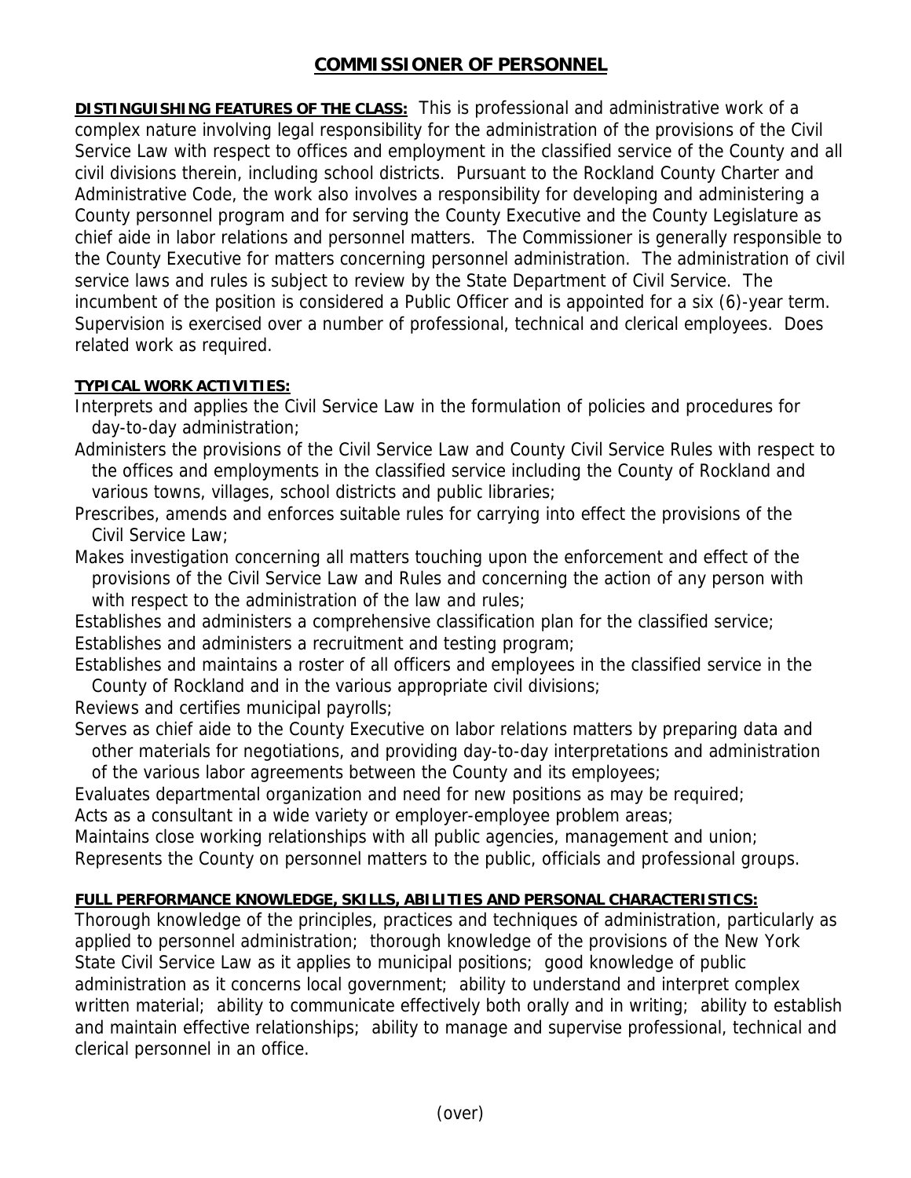# COMMISSIONER OF PERSONNEL

**DISTINGUISHING FEATURES OF THE CLASS:** This is professional and administrative work of a complex nature involving legal responsibility for the administration of the provisions of the Civil Service Law with respect to offices and employment in the classified service of the County and all civil divisions therein, including school districts. Pursuant to the Rockland County Charter and Administrative Code, the work also involves a responsibility for developing and administering a County personnel program and for serving the County Executive and the County Legislature as chief aide in labor relations and personnel matters. The Commissioner is generally responsible to the County Executive for matters concerning personnel administration. The administration of civil service laws and rules is subject to review by the State Department of Civil Service. The incumbent of the position is considered a Public Officer and is appointed for a six (6)-year term. Supervision is exercised over a number of professional, technical and clerical employees. Does related work as required.

**TYPICAL WORK ACTIVITIES:**

Interprets and applies the Civil Service Law in the formulation of policies and procedures for day-to-day administration;

Administers the provisions of the Civil Service Law and County Civil Service Rules with respect to the offices and employments in the classified service including the County of Rockland and various towns, villages, school districts and public libraries;

Prescribes, amends and enforces suitable rules for carrying into effect the provisions of the Civil Service Law;

Makes investigation concerning all matters touching upon the enforcement and effect of the provisions of the Civil Service Law and Rules and concerning the action of any person with with respect to the administration of the law and rules;

Establishes and administers a comprehensive classification plan for the classified service;

Establishes and administers a recruitment and testing program;

Establishes and maintains a roster of all officers and employees in the classified service in the County of Rockland and in the various appropriate civil divisions;

Reviews and certifies municipal payrolls;

Serves as chief aide to the County Executive on labor relations matters by preparing data and other materials for negotiations, and providing day-to-day interpretations and administration of the various labor agreements between the County and its employees;

Evaluates departmental organization and need for new positions as may be required;

Acts as a consultant in a wide variety or employer-employee problem areas;

Maintains close working relationships with all public agencies, management and union;

Represents the County on personnel matters to the public, officials and professional groups.

**FULL PERFORMANCE KNOWLEDGE, SKILLS, ABILITIES AND PERSONAL CHARACTERISTICS:**

Thorough knowledge of the principles, practices and techniques of administration, particularly as applied to personnel administration; thorough knowledge of the provisions of the New York State Civil Service Law as it applies to municipal positions; good knowledge of public administration as it concerns local government; ability to understand and interpret complex written material; ability to communicate effectively both orally and in writing; ability to establish and maintain effective relationships; ability to manage and supervise professional, technical and clerical personnel in an office.

(over)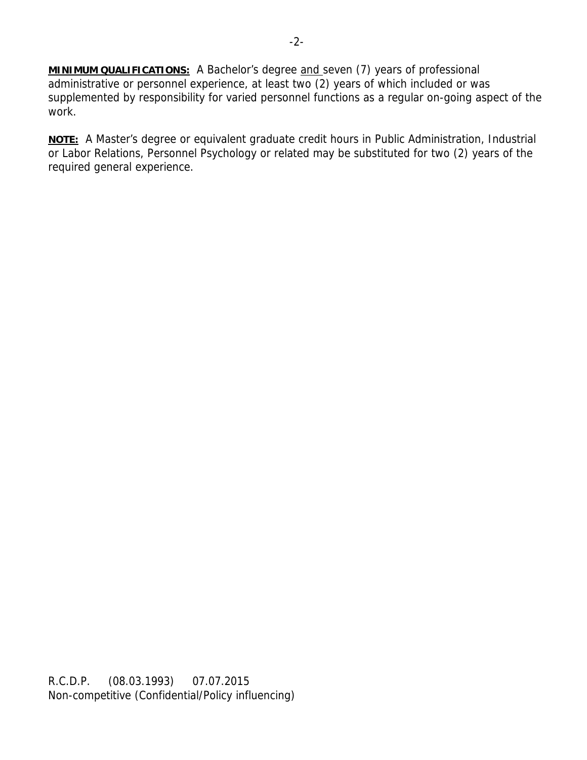**MINIMUM QUALIFICATIONS:** A Bachelor's degree and seven (7) years of professional administrative or personnel experience, at least two (2) years of which included or was supplemented by responsibility for varied personnel functions as a regular on-going aspect of the work.

**NOTE:** A Master's degree or equivalent graduate credit hours in Public Administration, Industrial or Labor Relations, Personnel Psychology or related may be substituted for two (2) years of the required general experience.

R.C.D.P. (08.03.1993) 07.07.2015
Non-competitive (Confidential/Policy influencing)